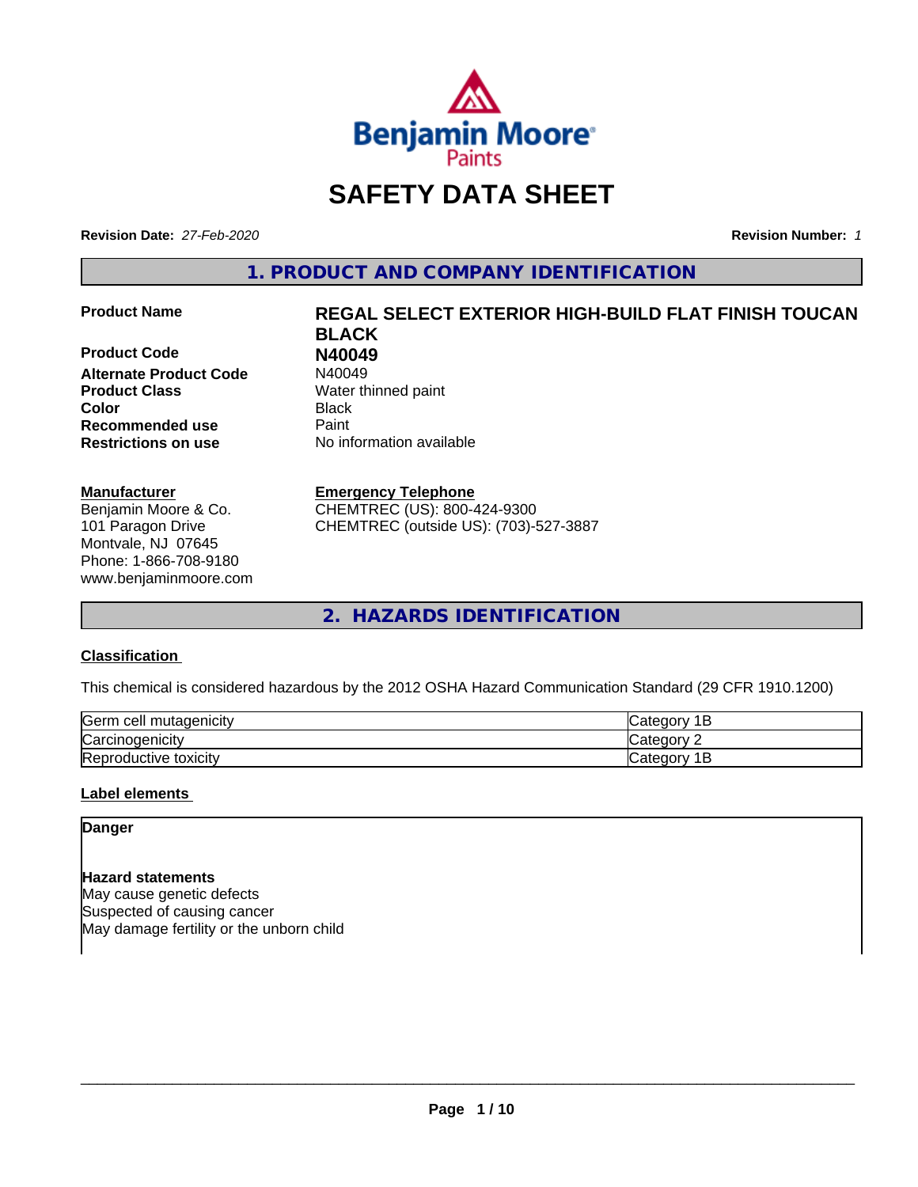# SAFETY DATA SHEET

**Revision Date:** *27-Feb-2020* **Revision Number:** *1*

## 1. PRODUCT AND COMPANY IDENTIFICATION

| | |
|---|---|
| **Product Name** | **REGAL SELECT EXTERIOR HIGH-BUILD FLAT FINISH TOUCAN BLACK** |
| **Product Code** | **N40049** |
| **Alternate Product Code** | N40049 |
| **Product Class** | Water thinned paint |
| **Color** | Black |
| **Recommended use** | Paint |
| **Restrictions on use** | No information available |

**Manufacturer**
Benjamin Moore & Co.
101 Paragon Drive
Montvale, NJ 07645
Phone: 1-866-708-9180
www.benjaminmoore.com

**Emergency Telephone**
CHEMTREC (US): 800-424-9300
CHEMTREC (outside US): (703)-527-3887

## 2. HAZARDS IDENTIFICATION

### Classification

This chemical is considered hazardous by the 2012 OSHA Hazard Communication Standard (29 CFR 1910.1200)

| | |
|---|---|
| Germ cell mutagenicity | Category 1B |
| Carcinogenicity | Category 2 |
| Reproductive toxicity | Category 1B |

### Label elements

**Danger**

**Hazard statements**
May cause genetic defects
Suspected of causing cancer
May damage fertility or the unborn child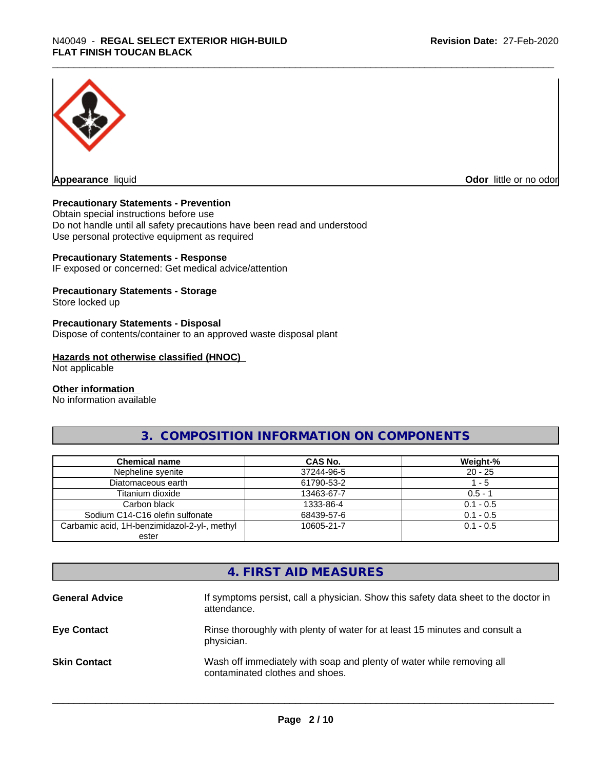**Appearance** liquid

**Odor** little or no odor

**Precautionary Statements - Prevention**
Obtain special instructions before use
Do not handle until all safety precautions have been read and understood
Use personal protective equipment as required

**Precautionary Statements - Response**
IF exposed or concerned: Get medical advice/attention

**Precautionary Statements - Storage**
Store locked up

**Precautionary Statements - Disposal**
Dispose of contents/container to an approved waste disposal plant

**Hazards not otherwise classified (HNOC)**
Not applicable

**Other information**
No information available

## 3. COMPOSITION INFORMATION ON COMPONENTS

| Chemical name | CAS No. | Weight-% |
|---|---|---|
| Nepheline syenite | 37244-96-5 | 20 - 25 |
| Diatomaceous earth | 61790-53-2 | 1 - 5 |
| Titanium dioxide | 13463-67-7 | 0.5 - 1 |
| Carbon black | 1333-86-4 | 0.1 - 0.5 |
| Sodium C14-C16 olefin sulfonate | 68439-57-6 | 0.1 - 0.5 |
| Carbamic acid, 1H-benzimidazol-2-yl-, methyl ester | 10605-21-7 | 0.1 - 0.5 |

## 4. FIRST AID MEASURES

**General Advice** If symptoms persist, call a physician. Show this safety data sheet to the doctor in attendance.

**Eye Contact** Rinse thoroughly with plenty of water for at least 15 minutes and consult a physician.

**Skin Contact** Wash off immediately with soap and plenty of water while removing all contaminated clothes and shoes.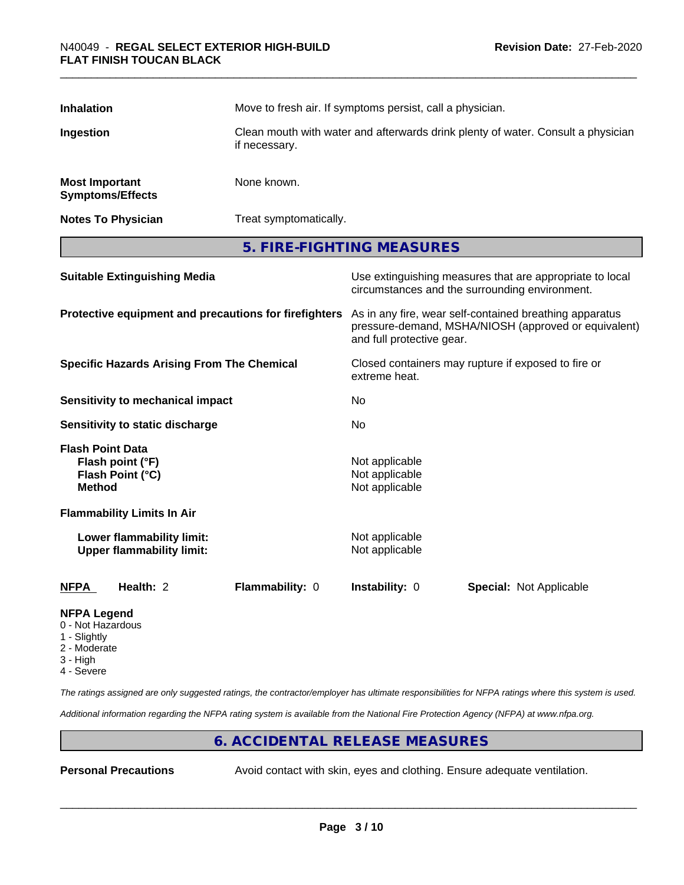| | |
|---|---|
| **Inhalation** | Move to fresh air. If symptoms persist, call a physician. |
| **Ingestion** | Clean mouth with water and afterwards drink plenty of water. Consult a physician if necessary. |
| **Most Important Symptoms/Effects** | None known. |
| **Notes To Physician** | Treat symptomatically. |

## 5. FIRE-FIGHTING MEASURES

| | |
|---|---|
| **Suitable Extinguishing Media** | Use extinguishing measures that are appropriate to local circumstances and the surrounding environment. |
| **Protective equipment and precautions for firefighters** | As in any fire, wear self-contained breathing apparatus pressure-demand, MSHA/NIOSH (approved or equivalent) and full protective gear. |
| **Specific Hazards Arising From The Chemical** | Closed containers may rupture if exposed to fire or extreme heat. |
| **Sensitivity to mechanical impact** | No |
| **Sensitivity to static discharge** | No |

**Flash Point Data**

| | |
|---|---|
| **Flash point (°F)** | Not applicable |
| **Flash Point (°C)** | Not applicable |
| **Method** | Not applicable |

**Flammability Limits In Air**

| | |
|---|---|
| **Lower flammability limit:** | Not applicable |
| **Upper flammability limit:** | Not applicable |

| **NFPA** | **Health:** 2 | **Flammability:** 0 | **Instability:** 0 | **Special:** Not Applicable |
|---|---|---|---|---|

**NFPA Legend**
- 0 - Not Hazardous
- 1 - Slightly
- 2 - Moderate
- 3 - High
- 4 - Severe

*The ratings assigned are only suggested ratings, the contractor/employer has ultimate responsibilities for NFPA ratings where this system is used.*

*Additional information regarding the NFPA rating system is available from the National Fire Protection Agency (NFPA) at www.nfpa.org.*

## 6. ACCIDENTAL RELEASE MEASURES

| | |
|---|---|
| **Personal Precautions** | Avoid contact with skin, eyes and clothing. Ensure adequate ventilation. |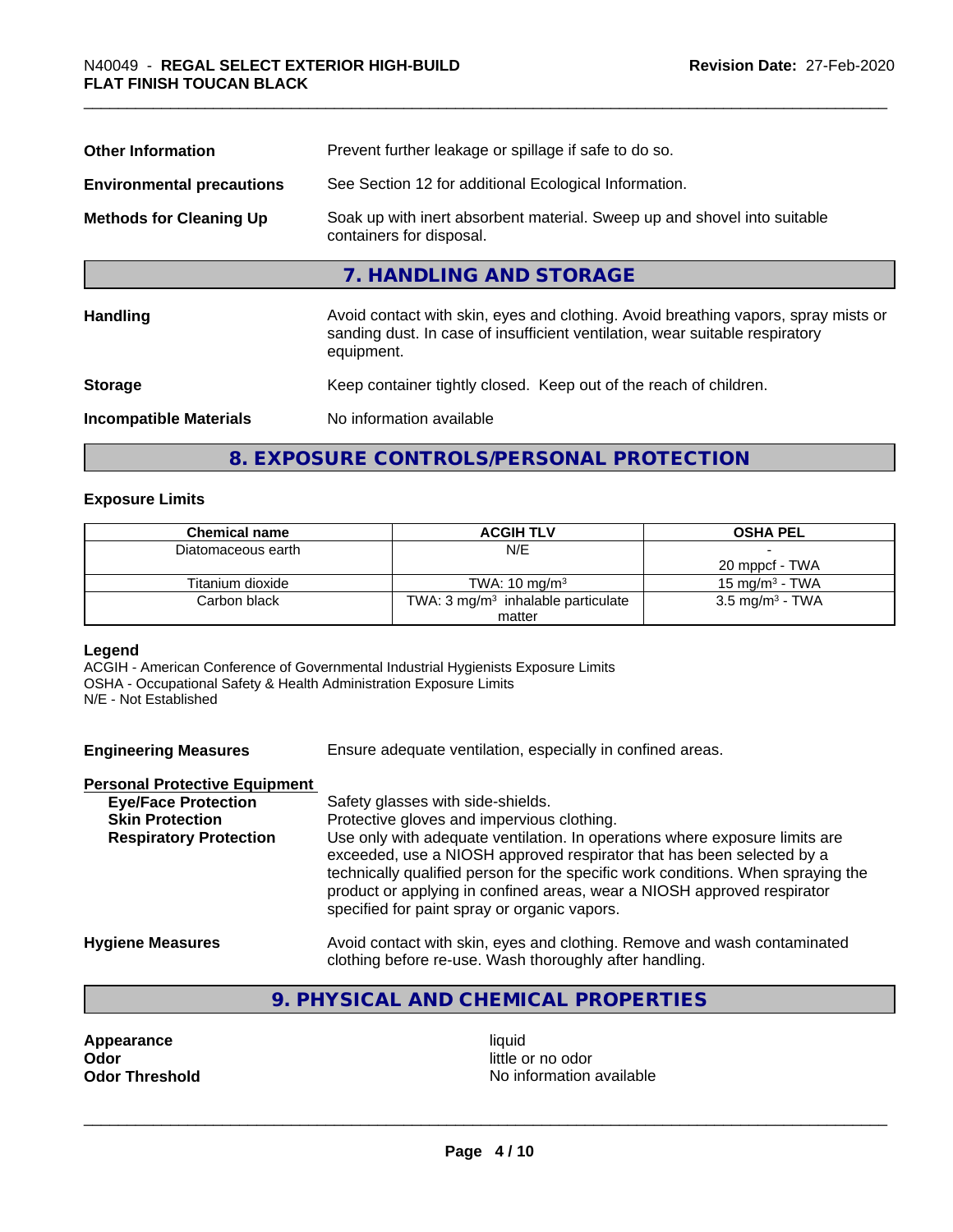| | |
|---|---|
| **Other Information** | Prevent further leakage or spillage if safe to do so. |
| **Environmental precautions** | See Section 12 for additional Ecological Information. |
| **Methods for Cleaning Up** | Soak up with inert absorbent material. Sweep up and shovel into suitable containers for disposal. |

## 7. HANDLING AND STORAGE

| | |
|---|---|
| **Handling** | Avoid contact with skin, eyes and clothing. Avoid breathing vapors, spray mists or sanding dust. In case of insufficient ventilation, wear suitable respiratory equipment. |
| **Storage** | Keep container tightly closed. Keep out of the reach of children. |
| **Incompatible Materials** | No information available |

## 8. EXPOSURE CONTROLS/PERSONAL PROTECTION

### Exposure Limits

| Chemical name | ACGIH TLV | OSHA PEL |
|---|---|---|
| Diatomaceous earth | N/E | - <br> 20 mppcf - TWA |
| Titanium dioxide | TWA: 10 mg/m³ | 15 mg/m³ - TWA |
| Carbon black | TWA: 3 mg/m³ inhalable particulate matter | 3.5 mg/m³ - TWA |

**Legend**
ACGIH - American Conference of Governmental Industrial Hygienists Exposure Limits
OSHA - Occupational Safety & Health Administration Exposure Limits
N/E - Not Established

**Engineering Measures** Ensure adequate ventilation, especially in confined areas.

**Personal Protective Equipment**

| | |
|---|---|
| **Eye/Face Protection** | Safety glasses with side-shields. |
| **Skin Protection** | Protective gloves and impervious clothing. |
| **Respiratory Protection** | Use only with adequate ventilation. In operations where exposure limits are exceeded, use a NIOSH approved respirator that has been selected by a technically qualified person for the specific work conditions. When spraying the product or applying in confined areas, wear a NIOSH approved respirator specified for paint spray or organic vapors. |
| **Hygiene Measures** | Avoid contact with skin, eyes and clothing. Remove and wash contaminated clothing before re-use. Wash thoroughly after handling. |

## 9. PHYSICAL AND CHEMICAL PROPERTIES

| | |
|---|---|
| **Appearance** | liquid |
| **Odor** | little or no odor |
| **Odor Threshold** | No information available |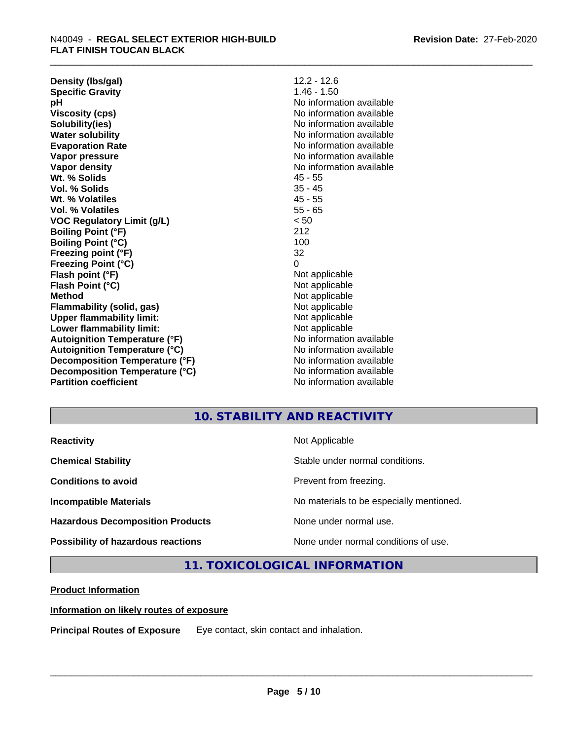| | |
|---|---|
| **Density (lbs/gal)** | 12.2 - 12.6 |
| **Specific Gravity** | 1.46 - 1.50 |
| **pH** | No information available |
| **Viscosity (cps)** | No information available |
| **Solubility(ies)** | No information available |
| **Water solubility** | No information available |
| **Evaporation Rate** | No information available |
| **Vapor pressure** | No information available |
| **Vapor density** | No information available |
| **Wt. % Solids** | 45 - 55 |
| **Vol. % Solids** | 35 - 45 |
| **Wt. % Volatiles** | 45 - 55 |
| **Vol. % Volatiles** | 55 - 65 |
| **VOC Regulatory Limit (g/L)** | < 50 |
| **Boiling Point (°F)** | 212 |
| **Boiling Point (°C)** | 100 |
| **Freezing point (°F)** | 32 |
| **Freezing Point (°C)** | 0 |
| **Flash point (°F)** | Not applicable |
| **Flash Point (°C)** | Not applicable |
| **Method** | Not applicable |
| **Flammability (solid, gas)** | Not applicable |
| **Upper flammability limit:** | Not applicable |
| **Lower flammability limit:** | Not applicable |
| **Autoignition Temperature (°F)** | No information available |
| **Autoignition Temperature (°C)** | No information available |
| **Decomposition Temperature (°F)** | No information available |
| **Decomposition Temperature (°C)** | No information available |
| **Partition coefficient** | No information available |

## 10. STABILITY AND REACTIVITY

| | |
|---|---|
| **Reactivity** | Not Applicable |
| **Chemical Stability** | Stable under normal conditions. |
| **Conditions to avoid** | Prevent from freezing. |
| **Incompatible Materials** | No materials to be especially mentioned. |
| **Hazardous Decomposition Products** | None under normal use. |
| **Possibility of hazardous reactions** | None under normal conditions of use. |

## 11. TOXICOLOGICAL INFORMATION

**Product Information**

**Information on likely routes of exposure**

**Principal Routes of Exposure** Eye contact, skin contact and inhalation.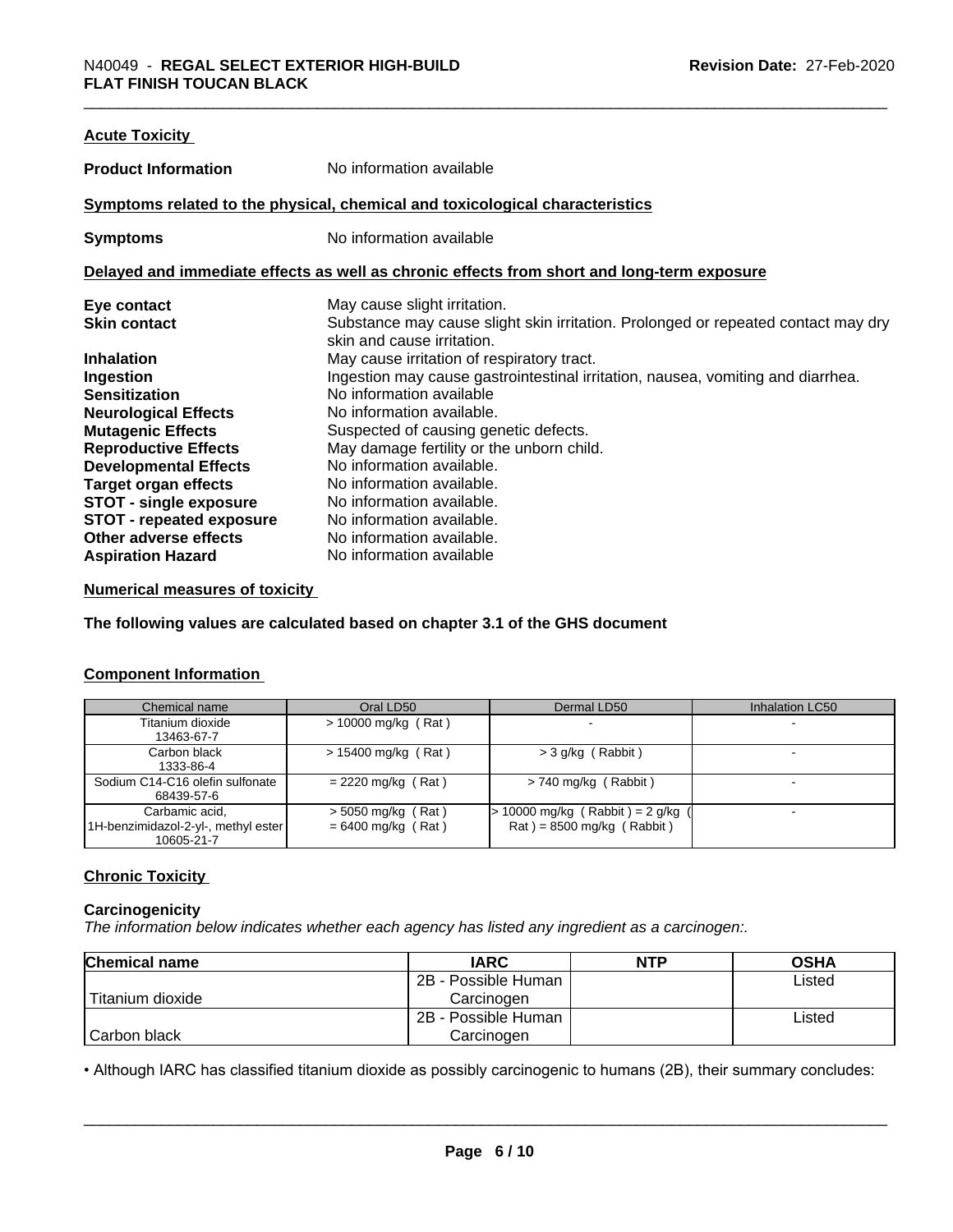## Acute Toxicity

**Product Information** No information available

### Symptoms related to the physical, chemical and toxicological characteristics

**Symptoms** No information available

### Delayed and immediate effects as well as chronic effects from short and long-term exposure

| | |
|---|---|
| **Eye contact** | May cause slight irritation. |
| **Skin contact** | Substance may cause slight skin irritation. Prolonged or repeated contact may dry skin and cause irritation. |
| **Inhalation** | May cause irritation of respiratory tract. |
| **Ingestion** | Ingestion may cause gastrointestinal irritation, nausea, vomiting and diarrhea. |
| **Sensitization** | No information available |
| **Neurological Effects** | No information available. |
| **Mutagenic Effects** | Suspected of causing genetic defects. |
| **Reproductive Effects** | May damage fertility or the unborn child. |
| **Developmental Effects** | No information available. |
| **Target organ effects** | No information available. |
| **STOT - single exposure** | No information available. |
| **STOT - repeated exposure** | No information available. |
| **Other adverse effects** | No information available. |
| **Aspiration Hazard** | No information available |

## Numerical measures of toxicity

**The following values are calculated based on chapter 3.1 of the GHS document**

## Component Information

| Chemical name | Oral LD50 | Dermal LD50 | Inhalation LC50 |
|---|---|---|---|
| Titanium dioxide 13463-67-7 | > 10000 mg/kg ( Rat ) | - | - |
| Carbon black 1333-86-4 | > 15400 mg/kg ( Rat ) | > 3 g/kg ( Rabbit ) | - |
| Sodium C14-C16 olefin sulfonate 68439-57-6 | = 2220 mg/kg ( Rat ) | > 740 mg/kg ( Rabbit ) | - |
| Carbamic acid, 1H-benzimidazol-2-yl-, methyl ester 10605-21-7 | > 5050 mg/kg ( Rat ) = 6400 mg/kg ( Rat ) | > 10000 mg/kg ( Rabbit ) = 2 g/kg ( Rat ) = 8500 mg/kg ( Rabbit ) | - |

## Chronic Toxicity

### Carcinogenicity

*The information below indicates whether each agency has listed any ingredient as a carcinogen:.*

| Chemical name | IARC | NTP | OSHA |
|---|---|---|---|
| Titanium dioxide | 2B - Possible Human Carcinogen | | Listed |
| Carbon black | 2B - Possible Human Carcinogen | | Listed |

• Although IARC has classified titanium dioxide as possibly carcinogenic to humans (2B), their summary concludes: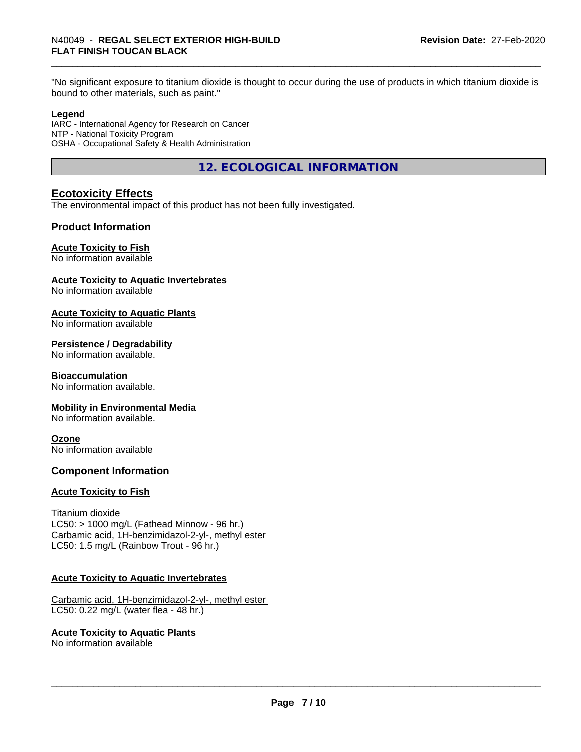"No significant exposure to titanium dioxide is thought to occur during the use of products in which titanium dioxide is bound to other materials, such as paint."

**Legend**
IARC - International Agency for Research on Cancer
NTP - National Toxicity Program
OSHA - Occupational Safety & Health Administration

## 12. ECOLOGICAL INFORMATION

### Ecotoxicity Effects

The environmental impact of this product has not been fully investigated.

### Product Information

**Acute Toxicity to Fish**
No information available

**Acute Toxicity to Aquatic Invertebrates**
No information available

**Acute Toxicity to Aquatic Plants**
No information available

**Persistence / Degradability**
No information available.

**Bioaccumulation**
No information available.

**Mobility in Environmental Media**
No information available.

**Ozone**
No information available

### Component Information

**Acute Toxicity to Fish**

Titanium dioxide
LC50: > 1000 mg/L (Fathead Minnow - 96 hr.)
Carbamic acid, 1H-benzimidazol-2-yl-, methyl ester
LC50: 1.5 mg/L (Rainbow Trout - 96 hr.)

**Acute Toxicity to Aquatic Invertebrates**

Carbamic acid, 1H-benzimidazol-2-yl-, methyl ester
LC50: 0.22 mg/L (water flea - 48 hr.)

**Acute Toxicity to Aquatic Plants**
No information available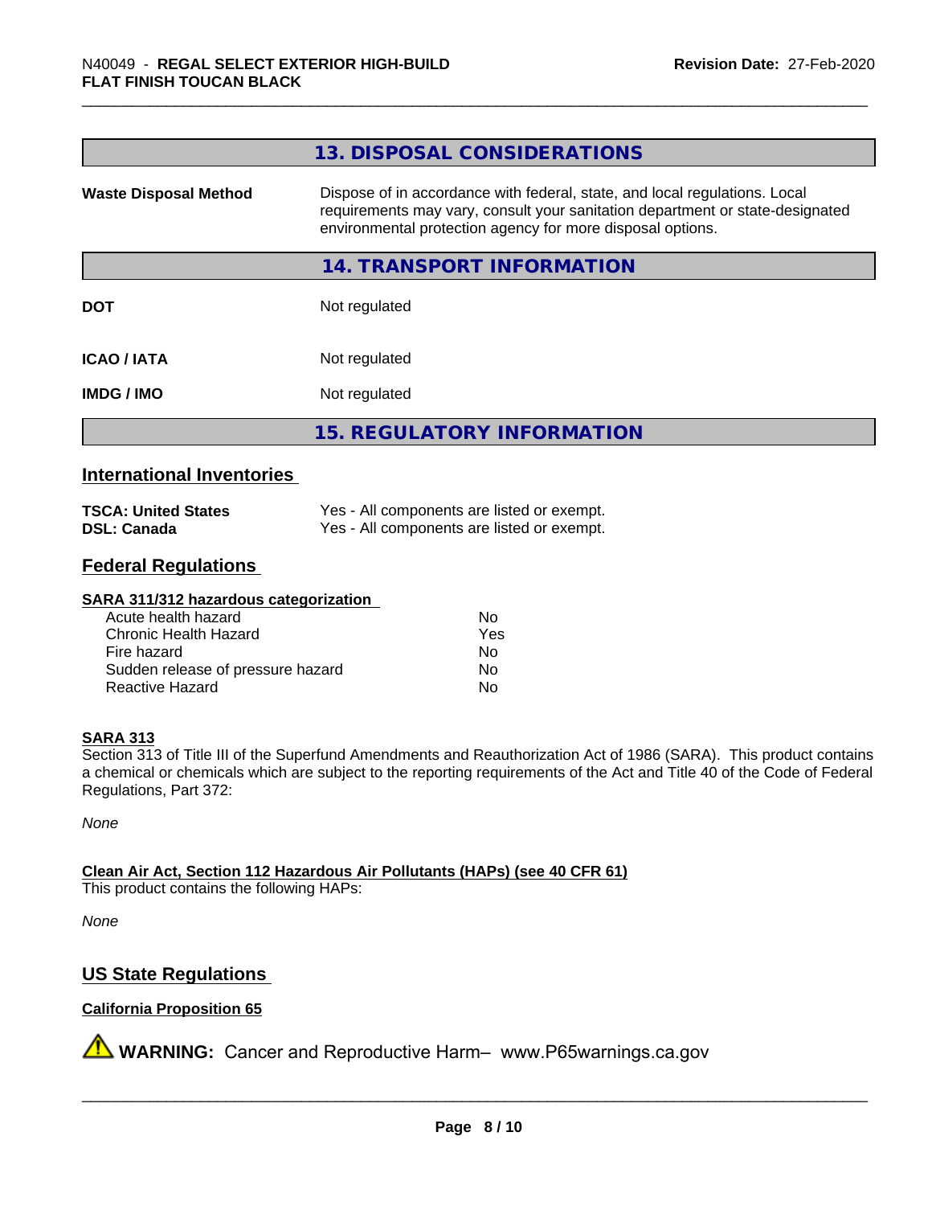## 13. DISPOSAL CONSIDERATIONS

| | |
|---|---|
| **Waste Disposal Method** | Dispose of in accordance with federal, state, and local regulations. Local requirements may vary, consult your sanitation department or state-designated environmental protection agency for more disposal options. |

## 14. TRANSPORT INFORMATION

| | |
|---|---|
| **DOT** | Not regulated |
| **ICAO / IATA** | Not regulated |
| **IMDG / IMO** | Not regulated |

## 15. REGULATORY INFORMATION

### International Inventories

| | |
|---|---|
| **TSCA: United States** | Yes - All components are listed or exempt. |
| **DSL: Canada** | Yes - All components are listed or exempt. |

### Federal Regulations

**SARA 311/312 hazardous categorization**

| | |
|---|---|
| Acute health hazard | No |
| Chronic Health Hazard | Yes |
| Fire hazard | No |
| Sudden release of pressure hazard | No |
| Reactive Hazard | No |

**SARA 313**

Section 313 of Title III of the Superfund Amendments and Reauthorization Act of 1986 (SARA). This product contains a chemical or chemicals which are subject to the reporting requirements of the Act and Title 40 of the Code of Federal Regulations, Part 372:

*None*

**Clean Air Act, Section 112 Hazardous Air Pollutants (HAPs) (see 40 CFR 61)**

This product contains the following HAPs:

*None*

### US State Regulations

**California Proposition 65**

⚠ **WARNING:** Cancer and Reproductive Harm– www.P65warnings.ca.gov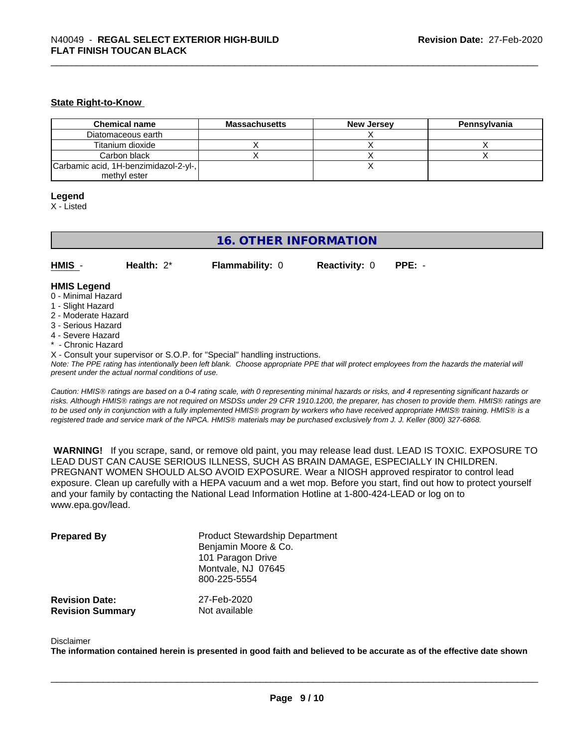### State Right-to-Know

| Chemical name | Massachusetts | New Jersey | Pennsylvania |
| --- | --- | --- | --- |
| Diatomaceous earth | | X | |
| Titanium dioxide | X | X | X |
| Carbon black | X | X | X |
| Carbamic acid, 1H-benzimidazol-2-yl-, methyl ester | | X | |

**Legend**

X - Listed

## 16. OTHER INFORMATION

| **HMIS** - | **Health:** 2* | **Flammability:** 0 | **Reactivity:** 0 | **PPE:** - |
| --- | --- | --- | --- | --- |

**HMIS Legend**

0 - Minimal Hazard
1 - Slight Hazard
2 - Moderate Hazard
3 - Serious Hazard
4 - Severe Hazard
* - Chronic Hazard
X - Consult your supervisor or S.O.P. for "Special" handling instructions.

*Note: The PPE rating has intentionally been left blank. Choose appropriate PPE that will protect employees from the hazards the material will present under the actual normal conditions of use.*

*Caution: HMIS® ratings are based on a 0-4 rating scale, with 0 representing minimal hazards or risks, and 4 representing significant hazards or risks. Although HMIS® ratings are not required on MSDSs under 29 CFR 1910.1200, the preparer, has chosen to provide them. HMIS® ratings are to be used only in conjunction with a fully implemented HMIS® program by workers who have received appropriate HMIS® training. HMIS® is a registered trade and service mark of the NPCA. HMIS® materials may be purchased exclusively from J. J. Keller (800) 327-6868.*

**WARNING!** If you scrape, sand, or remove old paint, you may release lead dust. LEAD IS TOXIC. EXPOSURE TO LEAD DUST CAN CAUSE SERIOUS ILLNESS, SUCH AS BRAIN DAMAGE, ESPECIALLY IN CHILDREN. PREGNANT WOMEN SHOULD ALSO AVOID EXPOSURE. Wear a NIOSH approved respirator to control lead exposure. Clean up carefully with a HEPA vacuum and a wet mop. Before you start, find out how to protect yourself and your family by contacting the National Lead Information Hotline at 1-800-424-LEAD or log on to www.epa.gov/lead.

**Prepared By**
Product Stewardship Department
Benjamin Moore & Co.
101 Paragon Drive
Montvale, NJ 07645
800-225-5554

**Revision Date:** 27-Feb-2020
**Revision Summary** Not available

Disclaimer

**The information contained herein is presented in good faith and believed to be accurate as of the effective date shown**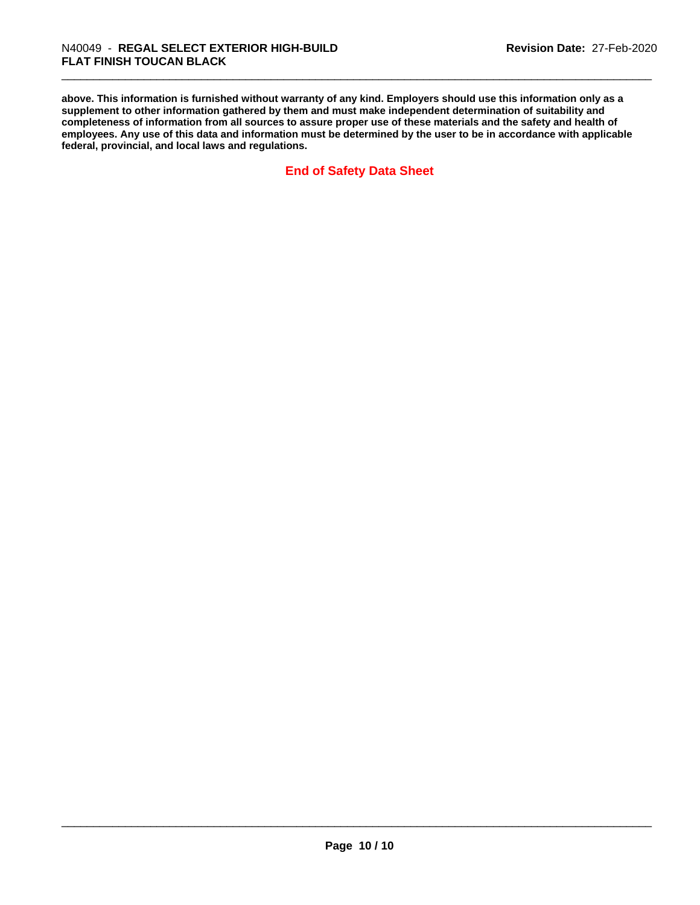**above. This information is furnished without warranty of any kind. Employers should use this information only as a supplement to other information gathered by them and must make independent determination of suitability and completeness of information from all sources to assure proper use of these materials and the safety and health of employees. Any use of this data and information must be determined by the user to be in accordance with applicable federal, provincial, and local laws and regulations.**

**End of Safety Data Sheet**